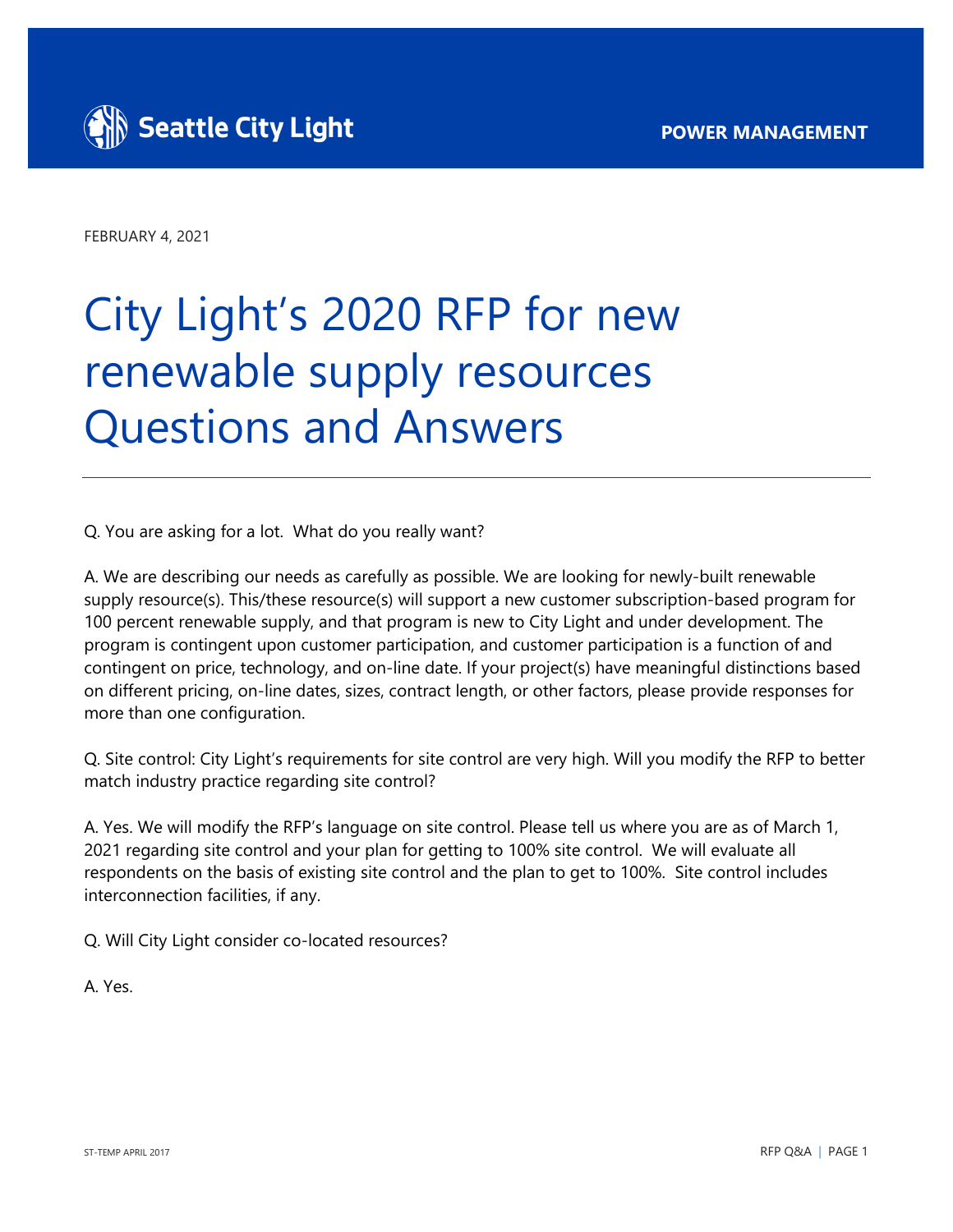Seattle City Light

POWER MANAGEMENT

FEBRUARY 4, 2021

# City Light's 2020 RFP for new renewable supply resources Questions and Answers

Q. You are asking for a lot. What do you really want?

A. We are describing our needs as carefully as possible. We are looking for newly-built renewable supply resource(s). This/these resource(s) will support a new customer subscription-based program for 100 percent renewable supply, and that program is new to City Light and under development. The program is contingent upon customer participation, and customer participation is a function of and contingent on price, technology, and on-line date. If your project(s) have meaningful distinctions based on different pricing, on-line dates, sizes, contract length, or other factors, please provide responses for more than one configuration.

Q. Site control: City Light's requirements for site control are very high. Will you modify the RFP to better match industry practice regarding site control?

A. Yes. We will modify the RFP's language on site control. Please tell us where you are as of March 1, 2021 regarding site control and your plan for getting to 100% site control. We will evaluate all respondents on the basis of existing site control and the plan to get to 100%. Site control includes interconnection facilities, if any.

Q. Will City Light consider co-located resources?

A. Yes.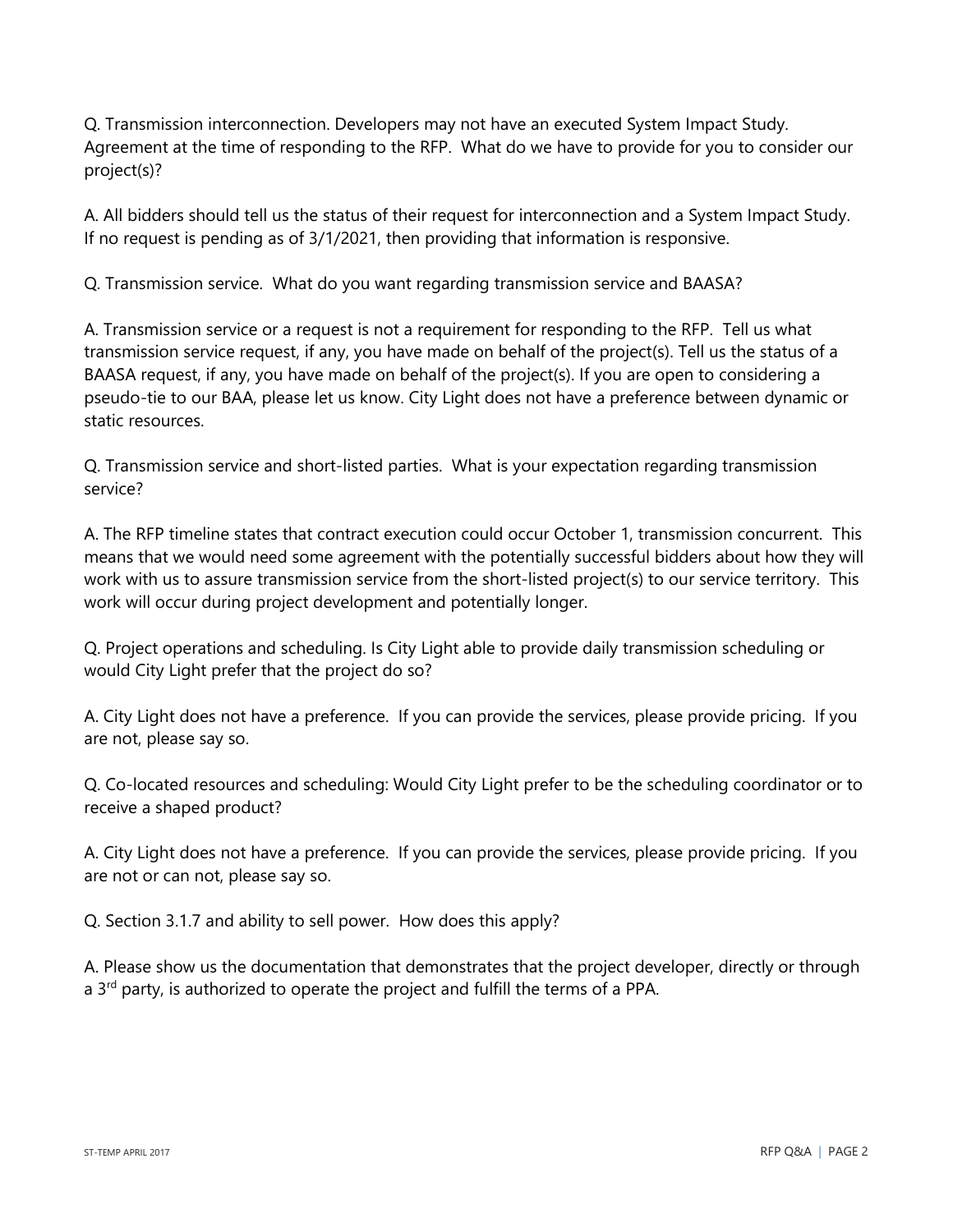Q. Transmission interconnection. Developers may not have an executed System Impact Study. Agreement at the time of responding to the RFP. What do we have to provide for you to consider our project(s)?

A. All bidders should tell us the status of their request for interconnection and a System Impact Study. If no request is pending as of 3/1/2021, then providing that information is responsive.

Q. Transmission service. What do you want regarding transmission service and BAASA?

A. Transmission service or a request is not a requirement for responding to the RFP. Tell us what transmission service request, if any, you have made on behalf of the project(s). Tell us the status of a BAASA request, if any, you have made on behalf of the project(s). If you are open to considering a pseudo-tie to our BAA, please let us know. City Light does not have a preference between dynamic or static resources.

Q. Transmission service and short-listed parties. What is your expectation regarding transmission service?

A. The RFP timeline states that contract execution could occur October 1, transmission concurrent. This means that we would need some agreement with the potentially successful bidders about how they will work with us to assure transmission service from the short-listed project(s) to our service territory. This work will occur during project development and potentially longer.

Q. Project operations and scheduling. Is City Light able to provide daily transmission scheduling or would City Light prefer that the project do so?

A. City Light does not have a preference. If you can provide the services, please provide pricing. If you are not, please say so.

Q. Co-located resources and scheduling: Would City Light prefer to be the scheduling coordinator or to receive a shaped product?

A. City Light does not have a preference. If you can provide the services, please provide pricing. If you are not or can not, please say so.

Q. Section 3.1.7 and ability to sell power. How does this apply?

A. Please show us the documentation that demonstrates that the project developer, directly or through a 3rd party, is authorized to operate the project and fulfill the terms of a PPA.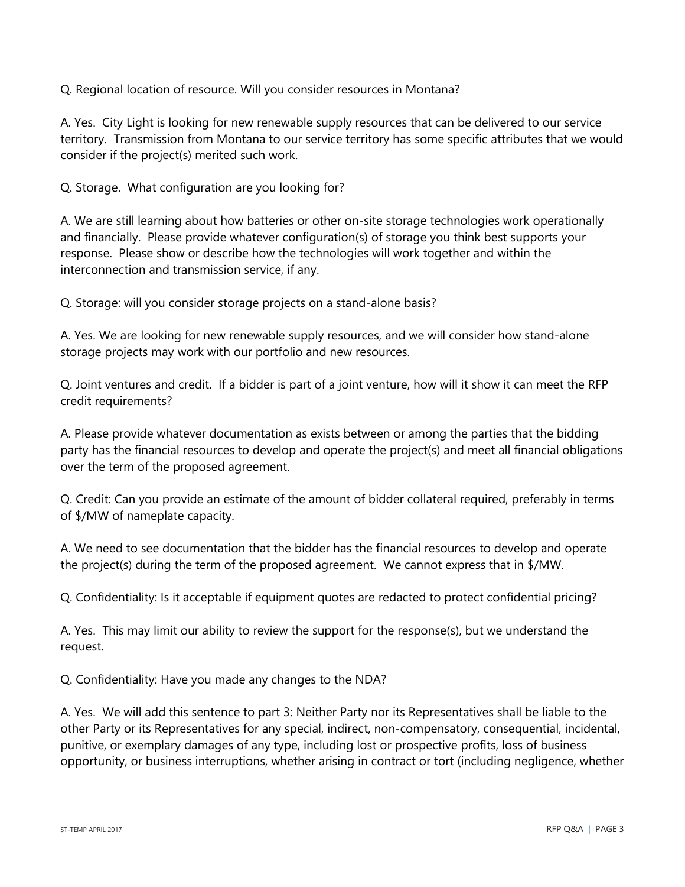Q. Regional location of resource. Will you consider resources in Montana?

A. Yes. City Light is looking for new renewable supply resources that can be delivered to our service territory. Transmission from Montana to our service territory has some specific attributes that we would consider if the project(s) merited such work.

Q. Storage. What configuration are you looking for?

A. We are still learning about how batteries or other on-site storage technologies work operationally and financially. Please provide whatever configuration(s) of storage you think best supports your response. Please show or describe how the technologies will work together and within the interconnection and transmission service, if any.

Q. Storage: will you consider storage projects on a stand-alone basis?

A. Yes. We are looking for new renewable supply resources, and we will consider how stand-alone storage projects may work with our portfolio and new resources.

Q. Joint ventures and credit. If a bidder is part of a joint venture, how will it show it can meet the RFP credit requirements?

A. Please provide whatever documentation as exists between or among the parties that the bidding party has the financial resources to develop and operate the project(s) and meet all financial obligations over the term of the proposed agreement.

Q. Credit: Can you provide an estimate of the amount of bidder collateral required, preferably in terms of $/MW of nameplate capacity.

A. We need to see documentation that the bidder has the financial resources to develop and operate the project(s) during the term of the proposed agreement. We cannot express that in $/MW.

Q. Confidentiality: Is it acceptable if equipment quotes are redacted to protect confidential pricing?

A. Yes. This may limit our ability to review the support for the response(s), but we understand the request.

Q. Confidentiality: Have you made any changes to the NDA?

A. Yes. We will add this sentence to part 3: Neither Party nor its Representatives shall be liable to the other Party or its Representatives for any special, indirect, non-compensatory, consequential, incidental, punitive, or exemplary damages of any type, including lost or prospective profits, loss of business opportunity, or business interruptions, whether arising in contract or tort (including negligence, whether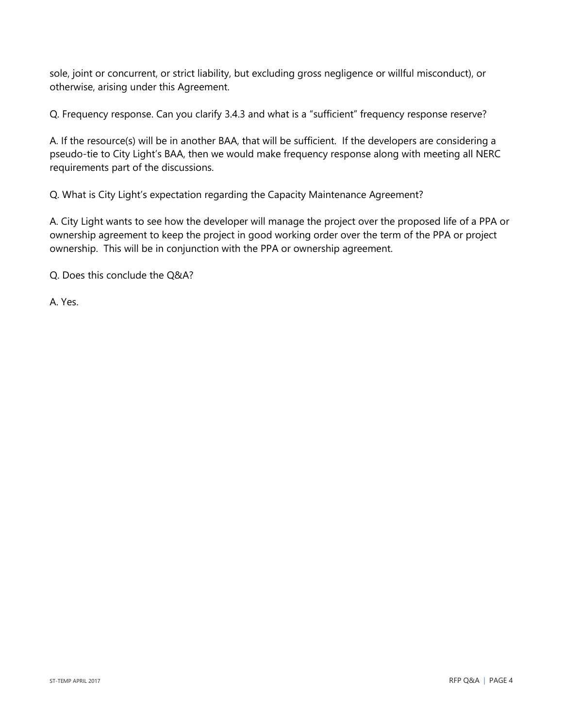sole, joint or concurrent, or strict liability, but excluding gross negligence or willful misconduct), or otherwise, arising under this Agreement.

Q. Frequency response. Can you clarify 3.4.3 and what is a "sufficient" frequency response reserve?

A. If the resource(s) will be in another BAA, that will be sufficient. If the developers are considering a pseudo-tie to City Light's BAA, then we would make frequency response along with meeting all NERC requirements part of the discussions.

Q. What is City Light's expectation regarding the Capacity Maintenance Agreement?

A. City Light wants to see how the developer will manage the project over the proposed life of a PPA or ownership agreement to keep the project in good working order over the term of the PPA or project ownership. This will be in conjunction with the PPA or ownership agreement.

Q. Does this conclude the Q&A?

A. Yes.